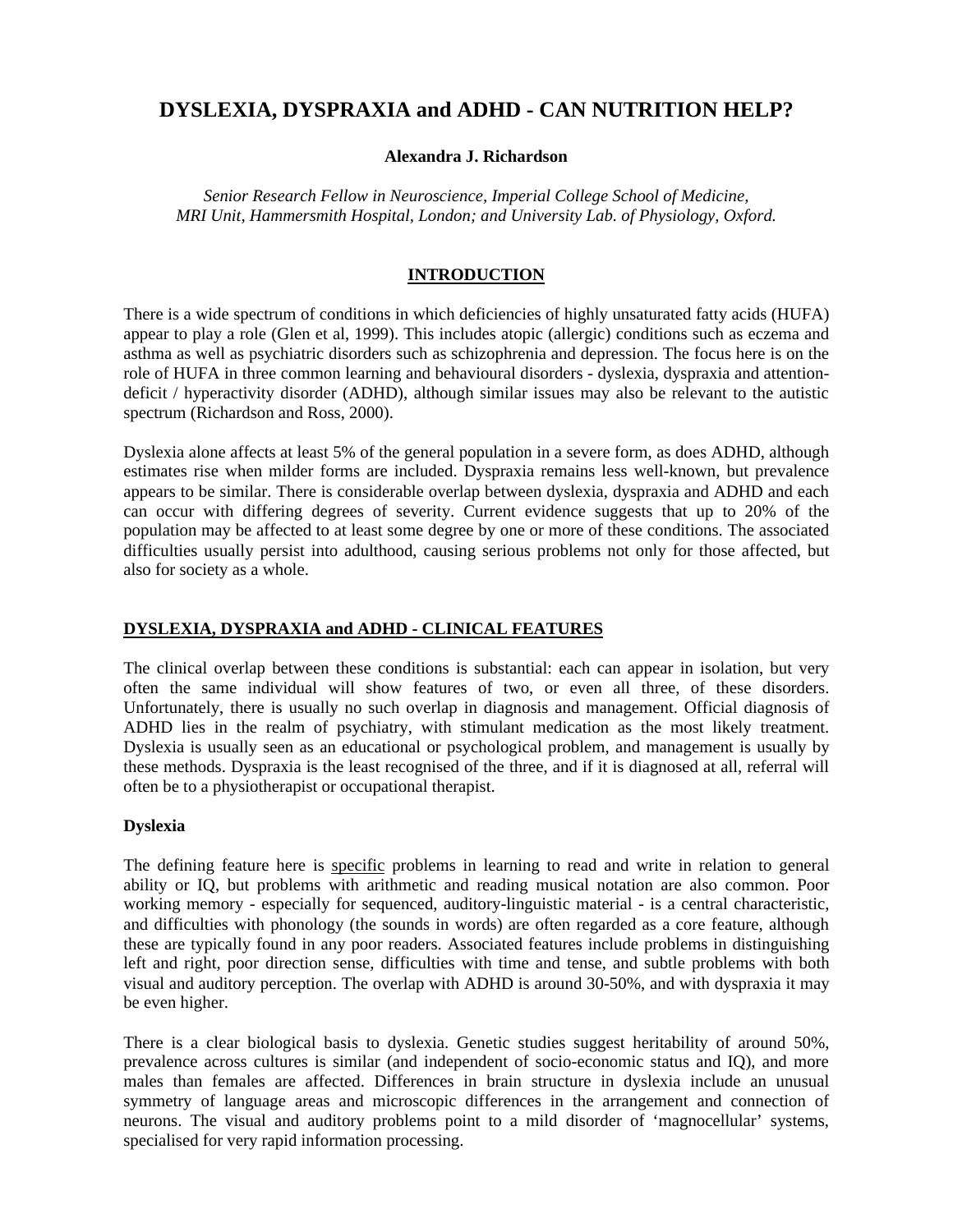# DYSLEXIA, DYSPRAXIA and ADHD - CAN NUTRITION HELP?

**Alexandra J. Richardson**

*Senior Research Fellow in Neuroscience, Imperial College School of Medicine, MRI Unit, Hammersmith Hospital, London; and University Lab. of Physiology, Oxford.*

## INTRODUCTION

There is a wide spectrum of conditions in which deficiencies of highly unsaturated fatty acids (HUFA) appear to play a role (Glen et al, 1999). This includes atopic (allergic) conditions such as eczema and asthma as well as psychiatric disorders such as schizophrenia and depression. The focus here is on the role of HUFA in three common learning and behavioural disorders - dyslexia, dyspraxia and attention-deficit / hyperactivity disorder (ADHD), although similar issues may also be relevant to the autistic spectrum (Richardson and Ross, 2000).

Dyslexia alone affects at least 5% of the general population in a severe form, as does ADHD, although estimates rise when milder forms are included. Dyspraxia remains less well-known, but prevalence appears to be similar. There is considerable overlap between dyslexia, dyspraxia and ADHD and each can occur with differing degrees of severity. Current evidence suggests that up to 20% of the population may be affected to at least some degree by one or more of these conditions. The associated difficulties usually persist into adulthood, causing serious problems not only for those affected, but also for society as a whole.

## DYSLEXIA, DYSPRAXIA and ADHD - CLINICAL FEATURES

The clinical overlap between these conditions is substantial: each can appear in isolation, but very often the same individual will show features of two, or even all three, of these disorders. Unfortunately, there is usually no such overlap in diagnosis and management. Official diagnosis of ADHD lies in the realm of psychiatry, with stimulant medication as the most likely treatment. Dyslexia is usually seen as an educational or psychological problem, and management is usually by these methods. Dyspraxia is the least recognised of the three, and if it is diagnosed at all, referral will often be to a physiotherapist or occupational therapist.

### Dyslexia

The defining feature here is specific problems in learning to read and write in relation to general ability or IQ, but problems with arithmetic and reading musical notation are also common. Poor working memory - especially for sequenced, auditory-linguistic material - is a central characteristic, and difficulties with phonology (the sounds in words) are often regarded as a core feature, although these are typically found in any poor readers. Associated features include problems in distinguishing left and right, poor direction sense, difficulties with time and tense, and subtle problems with both visual and auditory perception. The overlap with ADHD is around 30-50%, and with dyspraxia it may be even higher.

There is a clear biological basis to dyslexia. Genetic studies suggest heritability of around 50%, prevalence across cultures is similar (and independent of socio-economic status and IQ), and more males than females are affected. Differences in brain structure in dyslexia include an unusual symmetry of language areas and microscopic differences in the arrangement and connection of neurons. The visual and auditory problems point to a mild disorder of 'magnocellular' systems, specialised for very rapid information processing.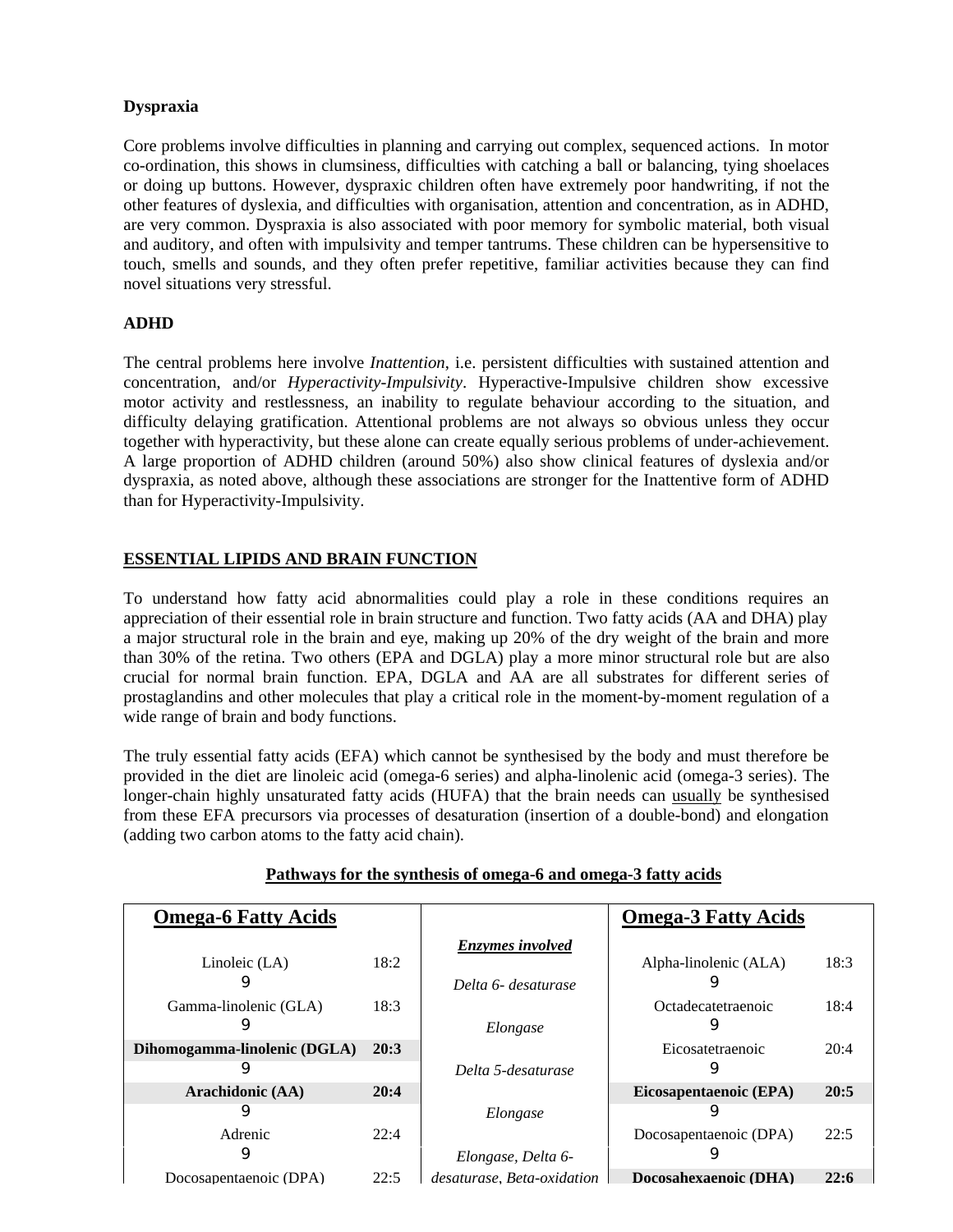**Dyspraxia**

Core problems involve difficulties in planning and carrying out complex, sequenced actions. In motor co-ordination, this shows in clumsiness, difficulties with catching a ball or balancing, tying shoelaces or doing up buttons. However, dyspraxic children often have extremely poor handwriting, if not the other features of dyslexia, and difficulties with organisation, attention and concentration, as in ADHD, are very common. Dyspraxia is also associated with poor memory for symbolic material, both visual and auditory, and often with impulsivity and temper tantrums. These children can be hypersensitive to touch, smells and sounds, and they often prefer repetitive, familiar activities because they can find novel situations very stressful.

**ADHD**

The central problems here involve *Inattention*, i.e. persistent difficulties with sustained attention and concentration, and/or *Hyperactivity-Impulsivity*. Hyperactive-Impulsive children show excessive motor activity and restlessness, an inability to regulate behaviour according to the situation, and difficulty delaying gratification. Attentional problems are not always so obvious unless they occur together with hyperactivity, but these alone can create equally serious problems of under-achievement. A large proportion of ADHD children (around 50%) also show clinical features of dyslexia and/or dyspraxia, as noted above, although these associations are stronger for the Inattentive form of ADHD than for Hyperactivity-Impulsivity.

## ESSENTIAL LIPIDS AND BRAIN FUNCTION

To understand how fatty acid abnormalities could play a role in these conditions requires an appreciation of their essential role in brain structure and function. Two fatty acids (AA and DHA) play a major structural role in the brain and eye, making up 20% of the dry weight of the brain and more than 30% of the retina. Two others (EPA and DGLA) play a more minor structural role but are also crucial for normal brain function. EPA, DGLA and AA are all substrates for different series of prostaglandins and other molecules that play a critical role in the moment-by-moment regulation of a wide range of brain and body functions.

The truly essential fatty acids (EFA) which cannot be synthesised by the body and must therefore be provided in the diet are linoleic acid (omega-6 series) and alpha-linolenic acid (omega-3 series). The longer-chain highly unsaturated fatty acids (HUFA) that the brain needs can usually be synthesised from these EFA precursors via processes of desaturation (insertion of a double-bond) and elongation (adding two carbon atoms to the fatty acid chain).

**Pathways for the synthesis of omega-6 and omega-3 fatty acids**

| **Omega-6 Fatty Acids** | | ***Enzymes involved*** | **Omega-3 Fatty Acids** | |
|---|---|---|---|---|
| Linoleic (LA) | 18:2 | | Alpha-linolenic (ALA) | 18:3 |
| ↓ | | *Delta 6- desaturase* | ↓ | |
| Gamma-linolenic (GLA) | 18:3 | | Octadecatetraenoic | 18:4 |
| ↓ | | *Elongase* | ↓ | |
| **Dihomogamma-linolenic (DGLA)** | **20:3** | | Eicosatetraenoic | 20:4 |
| ↓ | | *Delta 5-desaturase* | ↓ | |
| **Arachidonic (AA)** | **20:4** | | **Eicosapentaenoic (EPA)** | **20:5** |
| ↓ | | *Elongase* | ↓ | |
| Adrenic | 22:4 | | Docosapentaenoic (DPA) | 22:5 |
| ↓ | | *Elongase, Delta 6-desaturase, Beta-oxidation* | ↓ | |
| Docosapentaenoic (DPA) | 22:5 | | **Docosahexaenoic (DHA)** | **22:6** |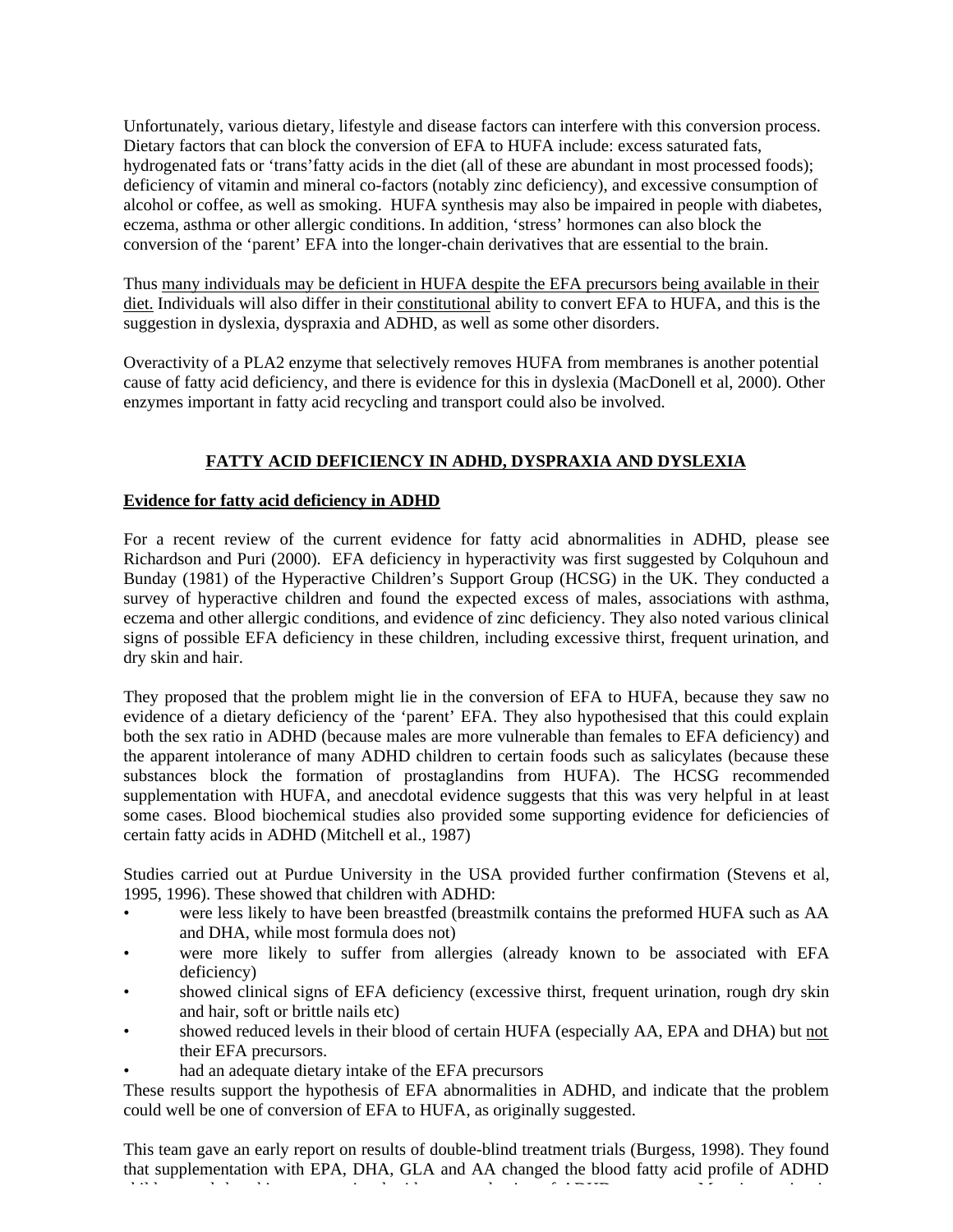Unfortunately, various dietary, lifestyle and disease factors can interfere with this conversion process. Dietary factors that can block the conversion of EFA to HUFA include: excess saturated fats, hydrogenated fats or 'trans'fatty acids in the diet (all of these are abundant in most processed foods); deficiency of vitamin and mineral co-factors (notably zinc deficiency), and excessive consumption of alcohol or coffee, as well as smoking. HUFA synthesis may also be impaired in people with diabetes, eczema, asthma or other allergic conditions. In addition, 'stress' hormones can also block the conversion of the 'parent' EFA into the longer-chain derivatives that are essential to the brain.

Thus <u>many individuals may be deficient in HUFA despite the EFA precursors being available in their diet.</u> Individuals will also differ in their <u>constitutional</u> ability to convert EFA to HUFA, and this is the suggestion in dyslexia, dyspraxia and ADHD, as well as some other disorders.

Overactivity of a PLA2 enzyme that selectively removes HUFA from membranes is another potential cause of fatty acid deficiency, and there is evidence for this in dyslexia (MacDonell et al, 2000). Other enzymes important in fatty acid recycling and transport could also be involved.

## FATTY ACID DEFICIENCY IN ADHD, DYSPRAXIA AND DYSLEXIA

### Evidence for fatty acid deficiency in ADHD

For a recent review of the current evidence for fatty acid abnormalities in ADHD, please see Richardson and Puri (2000). EFA deficiency in hyperactivity was first suggested by Colquhoun and Bunday (1981) of the Hyperactive Children's Support Group (HCSG) in the UK. They conducted a survey of hyperactive children and found the expected excess of males, associations with asthma, eczema and other allergic conditions, and evidence of zinc deficiency. They also noted various clinical signs of possible EFA deficiency in these children, including excessive thirst, frequent urination, and dry skin and hair.

They proposed that the problem might lie in the conversion of EFA to HUFA, because they saw no evidence of a dietary deficiency of the 'parent' EFA. They also hypothesised that this could explain both the sex ratio in ADHD (because males are more vulnerable than females to EFA deficiency) and the apparent intolerance of many ADHD children to certain foods such as salicylates (because these substances block the formation of prostaglandins from HUFA). The HCSG recommended supplementation with HUFA, and anecdotal evidence suggests that this was very helpful in at least some cases. Blood biochemical studies also provided some supporting evidence for deficiencies of certain fatty acids in ADHD (Mitchell et al., 1987)

Studies carried out at Purdue University in the USA provided further confirmation (Stevens et al, 1995, 1996). These showed that children with ADHD:

- were less likely to have been breastfed (breastmilk contains the preformed HUFA such as AA and DHA, while most formula does not)
- were more likely to suffer from allergies (already known to be associated with EFA deficiency)
- showed clinical signs of EFA deficiency (excessive thirst, frequent urination, rough dry skin and hair, soft or brittle nails etc)
- showed reduced levels in their blood of certain HUFA (especially AA, EPA and DHA) but <u>not</u> their EFA precursors.
- had an adequate dietary intake of the EFA precursors

These results support the hypothesis of EFA abnormalities in ADHD, and indicate that the problem could well be one of conversion of EFA to HUFA, as originally suggested.

This team gave an early report on results of double-blind treatment trials (Burgess, 1998). They found that supplementation with EPA, DHA, GLA and AA changed the blood fatty acid profile of ADHD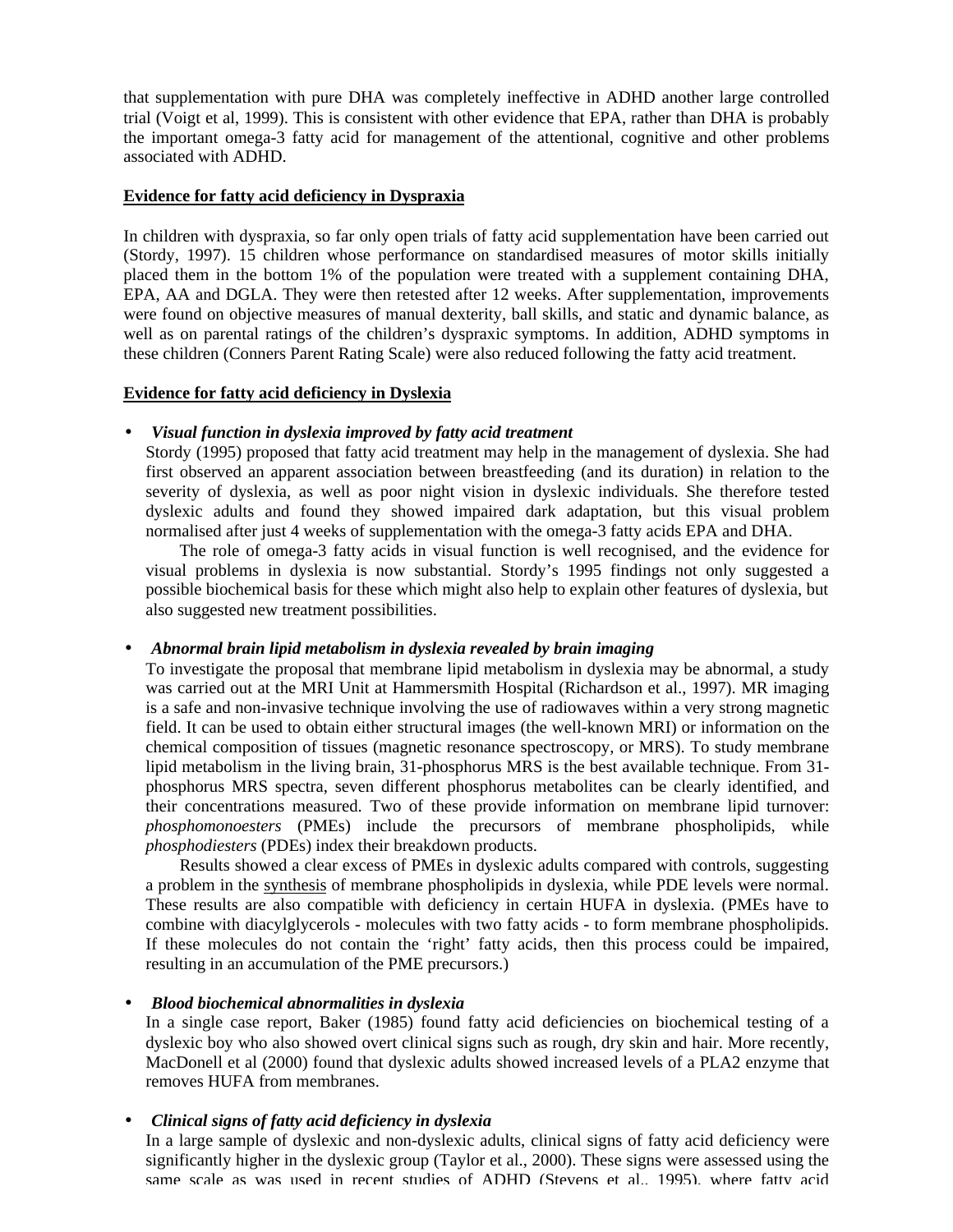that supplementation with pure DHA was completely ineffective in ADHD another large controlled trial (Voigt et al, 1999). This is consistent with other evidence that EPA, rather than DHA is probably the important omega-3 fatty acid for management of the attentional, cognitive and other problems associated with ADHD.

**Evidence for fatty acid deficiency in Dyspraxia**

In children with dyspraxia, so far only open trials of fatty acid supplementation have been carried out (Stordy, 1997). 15 children whose performance on standardised measures of motor skills initially placed them in the bottom 1% of the population were treated with a supplement containing DHA, EPA, AA and DGLA. They were then retested after 12 weeks. After supplementation, improvements were found on objective measures of manual dexterity, ball skills, and static and dynamic balance, as well as on parental ratings of the children's dyspraxic symptoms. In addition, ADHD symptoms in these children (Conners Parent Rating Scale) were also reduced following the fatty acid treatment.

**Evidence for fatty acid deficiency in Dyslexia**

- ***Visual function in dyslexia improved by fatty acid treatment***
  Stordy (1995) proposed that fatty acid treatment may help in the management of dyslexia. She had first observed an apparent association between breastfeeding (and its duration) in relation to the severity of dyslexia, as well as poor night vision in dyslexic individuals. She therefore tested dyslexic adults and found they showed impaired dark adaptation, but this visual problem normalised after just 4 weeks of supplementation with the omega-3 fatty acids EPA and DHA.

  The role of omega-3 fatty acids in visual function is well recognised, and the evidence for visual problems in dyslexia is now substantial. Stordy's 1995 findings not only suggested a possible biochemical basis for these which might also help to explain other features of dyslexia, but also suggested new treatment possibilities.

- ***Abnormal brain lipid metabolism in dyslexia revealed by brain imaging***
  To investigate the proposal that membrane lipid metabolism in dyslexia may be abnormal, a study was carried out at the MRI Unit at Hammersmith Hospital (Richardson et al., 1997). MR imaging is a safe and non-invasive technique involving the use of radiowaves within a very strong magnetic field. It can be used to obtain either structural images (the well-known MRI) or information on the chemical composition of tissues (magnetic resonance spectroscopy, or MRS). To study membrane lipid metabolism in the living brain, 31-phosphorus MRS is the best available technique. From 31-phosphorus MRS spectra, seven different phosphorus metabolites can be clearly identified, and their concentrations measured. Two of these provide information on membrane lipid turnover: *phosphomonoesters* (PMEs) include the precursors of membrane phospholipids, while *phosphodiesters* (PDEs) index their breakdown products.

  Results showed a clear excess of PMEs in dyslexic adults compared with controls, suggesting a problem in the <u>synthesis</u> of membrane phospholipids in dyslexia, while PDE levels were normal. These results are also compatible with deficiency in certain HUFA in dyslexia. (PMEs have to combine with diacylglycerols - molecules with two fatty acids - to form membrane phospholipids. If these molecules do not contain the 'right' fatty acids, then this process could be impaired, resulting in an accumulation of the PME precursors.)

- ***Blood biochemical abnormalities in dyslexia***
  In a single case report, Baker (1985) found fatty acid deficiencies on biochemical testing of a dyslexic boy who also showed overt clinical signs such as rough, dry skin and hair. More recently, MacDonell et al (2000) found that dyslexic adults showed increased levels of a PLA2 enzyme that removes HUFA from membranes.

- ***Clinical signs of fatty acid deficiency in dyslexia***
  In a large sample of dyslexic and non-dyslexic adults, clinical signs of fatty acid deficiency were significantly higher in the dyslexic group (Taylor et al., 2000). These signs were assessed using the same scale as was used in recent studies of ADHD (Stevens et al., 1995), where fatty acid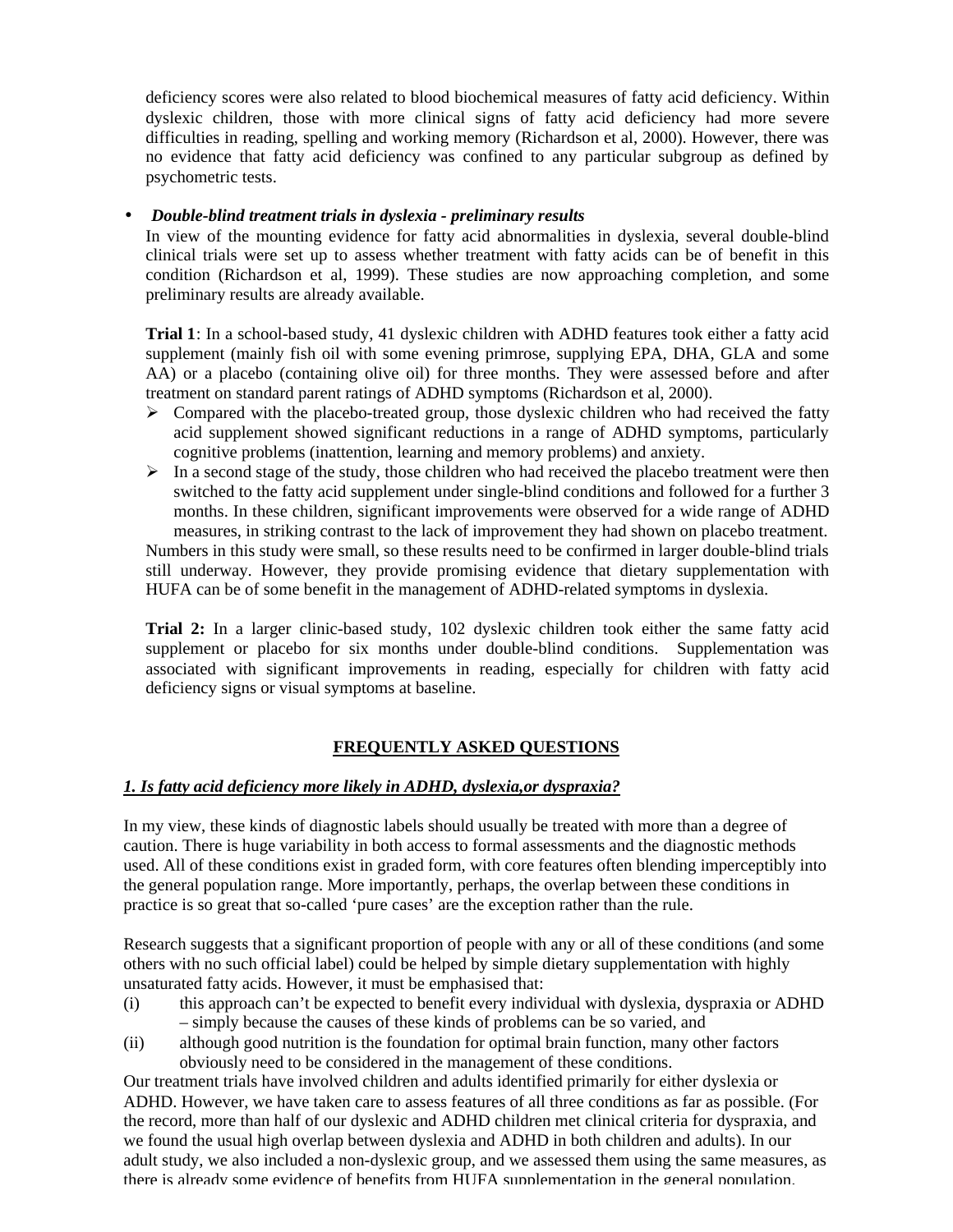deficiency scores were also related to blood biochemical measures of fatty acid deficiency. Within dyslexic children, those with more clinical signs of fatty acid deficiency had more severe difficulties in reading, spelling and working memory (Richardson et al, 2000). However, there was no evidence that fatty acid deficiency was confined to any particular subgroup as defined by psychometric tests.

- ***Double-blind treatment trials in dyslexia - preliminary results***

  In view of the mounting evidence for fatty acid abnormalities in dyslexia, several double-blind clinical trials were set up to assess whether treatment with fatty acids can be of benefit in this condition (Richardson et al, 1999). These studies are now approaching completion, and some preliminary results are already available.

  **Trial 1**: In a school-based study, 41 dyslexic children with ADHD features took either a fatty acid supplement (mainly fish oil with some evening primrose, supplying EPA, DHA, GLA and some AA) or a placebo (containing olive oil) for three months. They were assessed before and after treatment on standard parent ratings of ADHD symptoms (Richardson et al, 2000).

  - Compared with the placebo-treated group, those dyslexic children who had received the fatty acid supplement showed significant reductions in a range of ADHD symptoms, particularly cognitive problems (inattention, learning and memory problems) and anxiety.
  - In a second stage of the study, those children who had received the placebo treatment were then switched to the fatty acid supplement under single-blind conditions and followed for a further 3 months. In these children, significant improvements were observed for a wide range of ADHD measures, in striking contrast to the lack of improvement they had shown on placebo treatment.

  Numbers in this study were small, so these results need to be confirmed in larger double-blind trials still underway. However, they provide promising evidence that dietary supplementation with HUFA can be of some benefit in the management of ADHD-related symptoms in dyslexia.

  **Trial 2:** In a larger clinic-based study, 102 dyslexic children took either the same fatty acid supplement or placebo for six months under double-blind conditions. Supplementation was associated with significant improvements in reading, especially for children with fatty acid deficiency signs or visual symptoms at baseline.

## FREQUENTLY ASKED QUESTIONS

### ***1. Is fatty acid deficiency more likely in ADHD, dyslexia,or dyspraxia?***

In my view, these kinds of diagnostic labels should usually be treated with more than a degree of caution. There is huge variability in both access to formal assessments and the diagnostic methods used. All of these conditions exist in graded form, with core features often blending imperceptibly into the general population range. More importantly, perhaps, the overlap between these conditions in practice is so great that so-called 'pure cases' are the exception rather than the rule.

Research suggests that a significant proportion of people with any or all of these conditions (and some others with no such official label) could be helped by simple dietary supplementation with highly unsaturated fatty acids. However, it must be emphasised that:

(i) this approach can't be expected to benefit every individual with dyslexia, dyspraxia or ADHD – simply because the causes of these kinds of problems can be so varied, and

(ii) although good nutrition is the foundation for optimal brain function, many other factors obviously need to be considered in the management of these conditions.

Our treatment trials have involved children and adults identified primarily for either dyslexia or ADHD. However, we have taken care to assess features of all three conditions as far as possible. (For the record, more than half of our dyslexic and ADHD children met clinical criteria for dyspraxia, and we found the usual high overlap between dyslexia and ADHD in both children and adults). In our adult study, we also included a non-dyslexic group, and we assessed them using the same measures, as there is already some evidence of benefits from HUFA supplementation in the general population.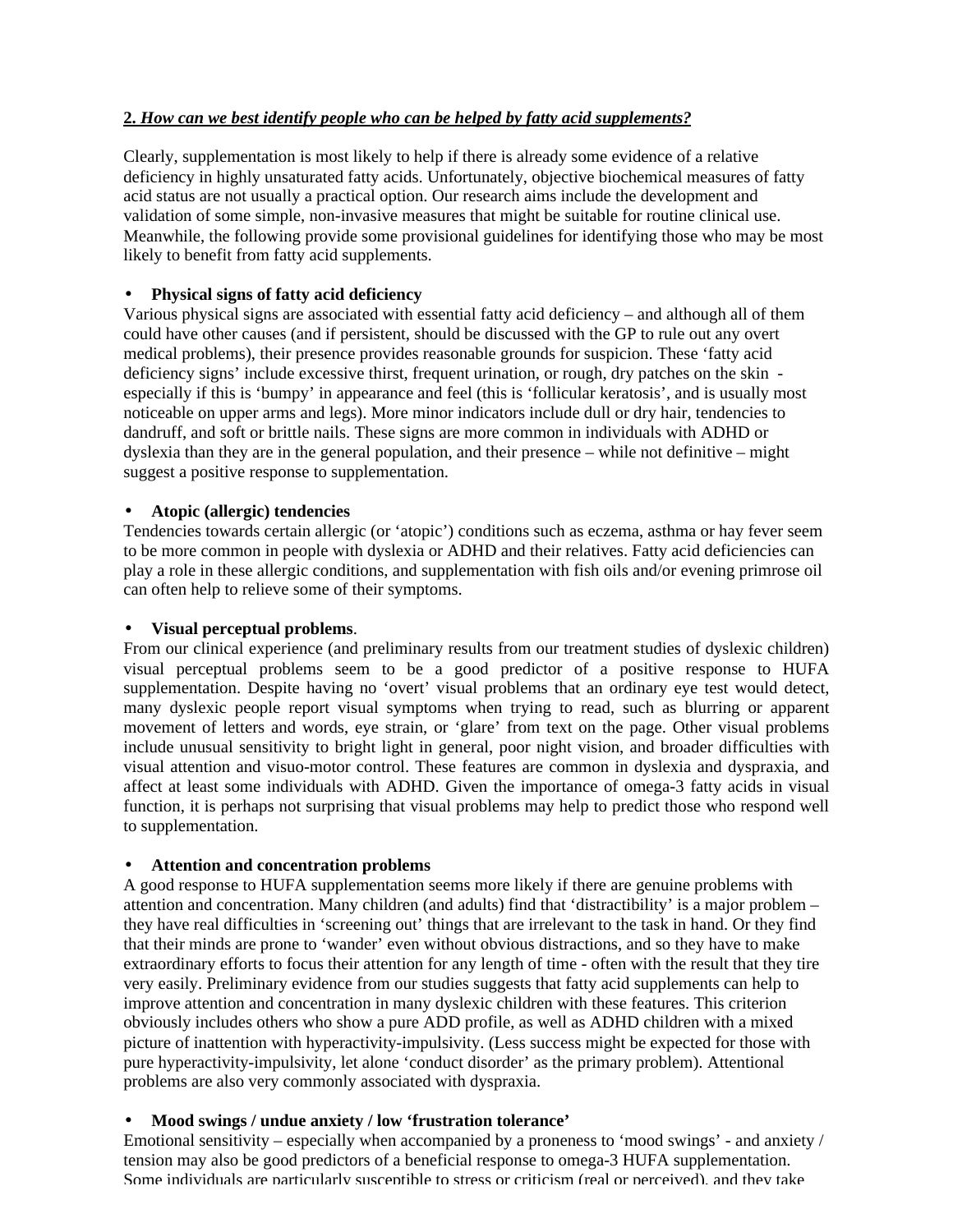**2. *How can we best identify people who can be helped by fatty acid supplements?***

Clearly, supplementation is most likely to help if there is already some evidence of a relative deficiency in highly unsaturated fatty acids. Unfortunately, objective biochemical measures of fatty acid status are not usually a practical option. Our research aims include the development and validation of some simple, non-invasive measures that might be suitable for routine clinical use. Meanwhile, the following provide some provisional guidelines for identifying those who may be most likely to benefit from fatty acid supplements.

- **Physical signs of fatty acid deficiency**

Various physical signs are associated with essential fatty acid deficiency – and although all of them could have other causes (and if persistent, should be discussed with the GP to rule out any overt medical problems), their presence provides reasonable grounds for suspicion. These 'fatty acid deficiency signs' include excessive thirst, frequent urination, or rough, dry patches on the skin - especially if this is 'bumpy' in appearance and feel (this is 'follicular keratosis', and is usually most noticeable on upper arms and legs). More minor indicators include dull or dry hair, tendencies to dandruff, and soft or brittle nails. These signs are more common in individuals with ADHD or dyslexia than they are in the general population, and their presence – while not definitive – might suggest a positive response to supplementation.

- **Atopic (allergic) tendencies**

Tendencies towards certain allergic (or 'atopic') conditions such as eczema, asthma or hay fever seem to be more common in people with dyslexia or ADHD and their relatives. Fatty acid deficiencies can play a role in these allergic conditions, and supplementation with fish oils and/or evening primrose oil can often help to relieve some of their symptoms.

- **Visual perceptual problems**.

From our clinical experience (and preliminary results from our treatment studies of dyslexic children) visual perceptual problems seem to be a good predictor of a positive response to HUFA supplementation. Despite having no 'overt' visual problems that an ordinary eye test would detect, many dyslexic people report visual symptoms when trying to read, such as blurring or apparent movement of letters and words, eye strain, or 'glare' from text on the page. Other visual problems include unusual sensitivity to bright light in general, poor night vision, and broader difficulties with visual attention and visuo-motor control. These features are common in dyslexia and dyspraxia, and affect at least some individuals with ADHD. Given the importance of omega-3 fatty acids in visual function, it is perhaps not surprising that visual problems may help to predict those who respond well to supplementation.

- **Attention and concentration problems**

A good response to HUFA supplementation seems more likely if there are genuine problems with attention and concentration. Many children (and adults) find that 'distractibility' is a major problem – they have real difficulties in 'screening out' things that are irrelevant to the task in hand. Or they find that their minds are prone to 'wander' even without obvious distractions, and so they have to make extraordinary efforts to focus their attention for any length of time - often with the result that they tire very easily. Preliminary evidence from our studies suggests that fatty acid supplements can help to improve attention and concentration in many dyslexic children with these features. This criterion obviously includes others who show a pure ADD profile, as well as ADHD children with a mixed picture of inattention with hyperactivity-impulsivity. (Less success might be expected for those with pure hyperactivity-impulsivity, let alone 'conduct disorder' as the primary problem). Attentional problems are also very commonly associated with dyspraxia.

- **Mood swings / undue anxiety / low 'frustration tolerance'**

Emotional sensitivity – especially when accompanied by a proneness to 'mood swings' - and anxiety / tension may also be good predictors of a beneficial response to omega-3 HUFA supplementation. Some individuals are particularly susceptible to stress or criticism (real or perceived), and they take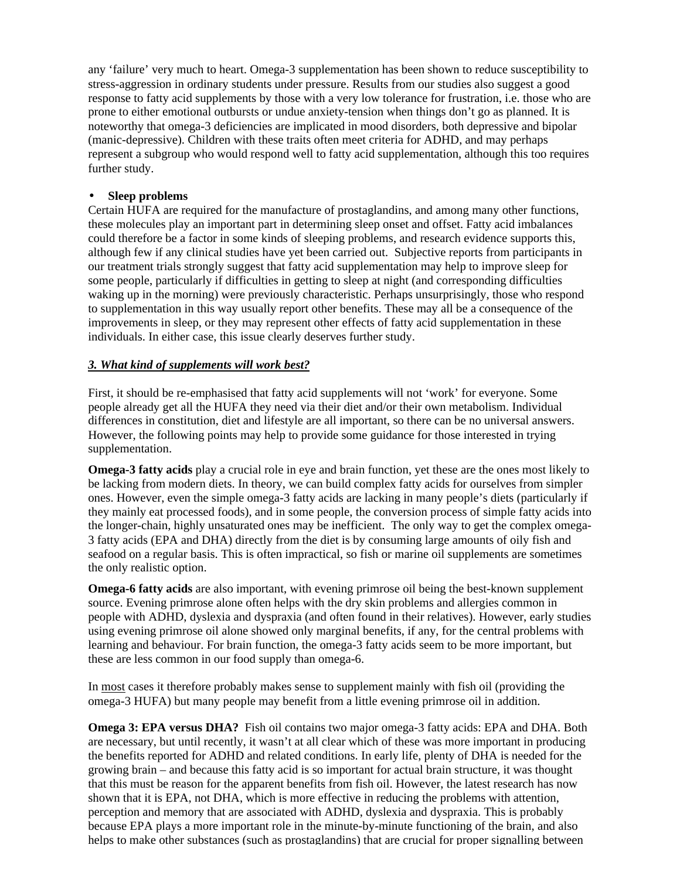any ‘failure’ very much to heart. Omega-3 supplementation has been shown to reduce susceptibility to stress-aggression in ordinary students under pressure. Results from our studies also suggest a good response to fatty acid supplements by those with a very low tolerance for frustration, i.e. those who are prone to either emotional outbursts or undue anxiety-tension when things don’t go as planned. It is noteworthy that omega-3 deficiencies are implicated in mood disorders, both depressive and bipolar (manic-depressive). Children with these traits often meet criteria for ADHD, and may perhaps represent a subgroup who would respond well to fatty acid supplementation, although this too requires further study.

- **Sleep problems**

Certain HUFA are required for the manufacture of prostaglandins, and among many other functions, these molecules play an important part in determining sleep onset and offset. Fatty acid imbalances could therefore be a factor in some kinds of sleeping problems, and research evidence supports this, although few if any clinical studies have yet been carried out. Subjective reports from participants in our treatment trials strongly suggest that fatty acid supplementation may help to improve sleep for some people, particularly if difficulties in getting to sleep at night (and corresponding difficulties waking up in the morning) were previously characteristic. Perhaps unsurprisingly, those who respond to supplementation in this way usually report other benefits. These may all be a consequence of the improvements in sleep, or they may represent other effects of fatty acid supplementation in these individuals. In either case, this issue clearly deserves further study.

### ***3. What kind of supplements will work best?***

First, it should be re-emphasised that fatty acid supplements will not ‘work’ for everyone. Some people already get all the HUFA they need via their diet and/or their own metabolism. Individual differences in constitution, diet and lifestyle are all important, so there can be no universal answers. However, the following points may help to provide some guidance for those interested in trying supplementation.

**Omega-3 fatty acids** play a crucial role in eye and brain function, yet these are the ones most likely to be lacking from modern diets. In theory, we can build complex fatty acids for ourselves from simpler ones. However, even the simple omega-3 fatty acids are lacking in many people’s diets (particularly if they mainly eat processed foods), and in some people, the conversion process of simple fatty acids into the longer-chain, highly unsaturated ones may be inefficient. The only way to get the complex omega-3 fatty acids (EPA and DHA) directly from the diet is by consuming large amounts of oily fish and seafood on a regular basis. This is often impractical, so fish or marine oil supplements are sometimes the only realistic option.

**Omega-6 fatty acids** are also important, with evening primrose oil being the best-known supplement source. Evening primrose alone often helps with the dry skin problems and allergies common in people with ADHD, dyslexia and dyspraxia (and often found in their relatives). However, early studies using evening primrose oil alone showed only marginal benefits, if any, for the central problems with learning and behaviour. For brain function, the omega-3 fatty acids seem to be more important, but these are less common in our food supply than omega-6.

In <u>most</u> cases it therefore probably makes sense to supplement mainly with fish oil (providing the omega-3 HUFA) but many people may benefit from a little evening primrose oil in addition.

**Omega 3: EPA versus DHA?** Fish oil contains two major omega-3 fatty acids: EPA and DHA. Both are necessary, but until recently, it wasn’t at all clear which of these was more important in producing the benefits reported for ADHD and related conditions. In early life, plenty of DHA is needed for the growing brain – and because this fatty acid is so important for actual brain structure, it was thought that this must be reason for the apparent benefits from fish oil. However, the latest research has now shown that it is EPA, not DHA, which is more effective in reducing the problems with attention, perception and memory that are associated with ADHD, dyslexia and dyspraxia. This is probably because EPA plays a more important role in the minute-by-minute functioning of the brain, and also helps to make other substances (such as prostaglandins) that are crucial for proper signalling between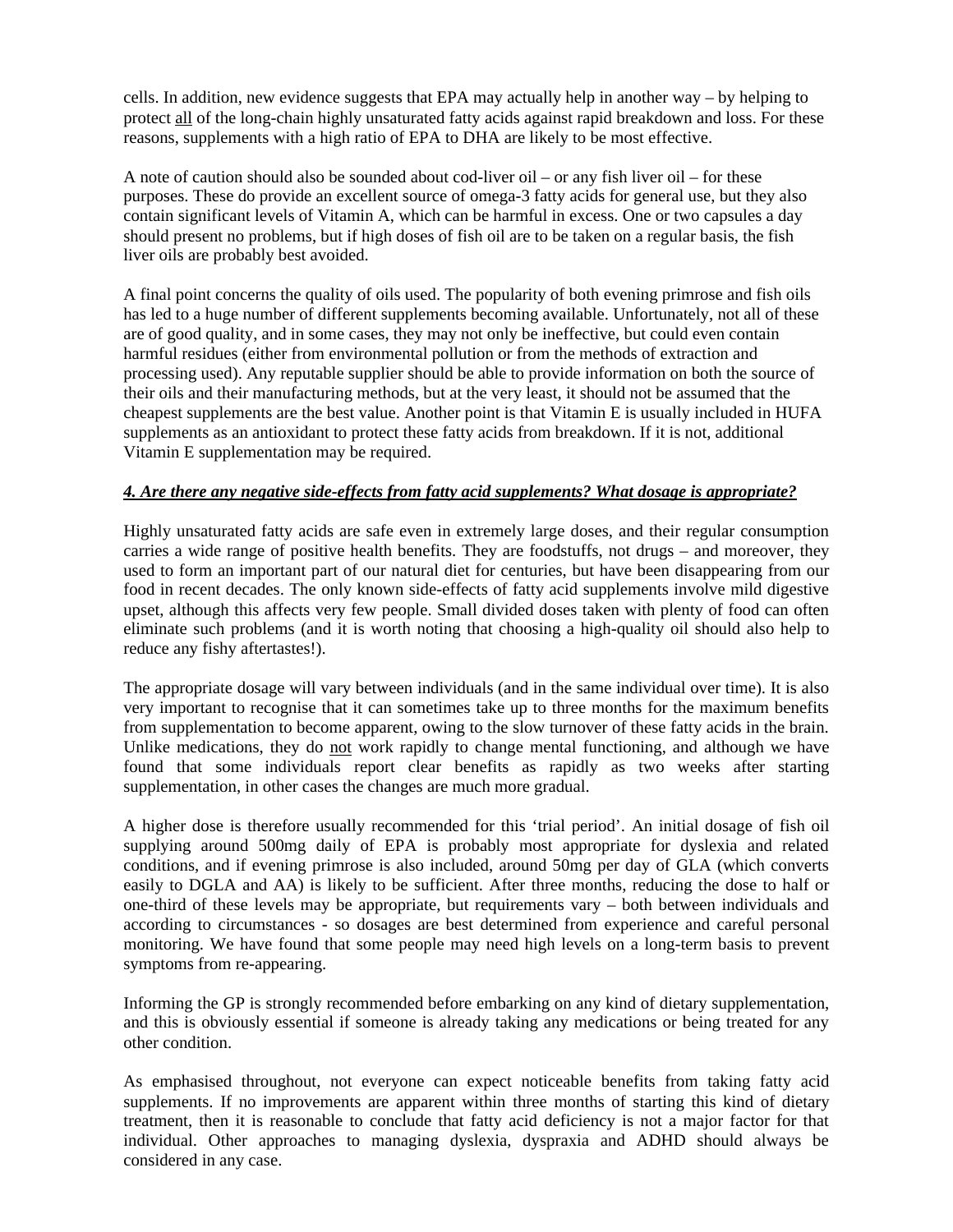cells. In addition, new evidence suggests that EPA may actually help in another way – by helping to protect <u>all</u> of the long-chain highly unsaturated fatty acids against rapid breakdown and loss. For these reasons, supplements with a high ratio of EPA to DHA are likely to be most effective.

A note of caution should also be sounded about cod-liver oil – or any fish liver oil – for these purposes. These do provide an excellent source of omega-3 fatty acids for general use, but they also contain significant levels of Vitamin A, which can be harmful in excess. One or two capsules a day should present no problems, but if high doses of fish oil are to be taken on a regular basis, the fish liver oils are probably best avoided.

A final point concerns the quality of oils used. The popularity of both evening primrose and fish oils has led to a huge number of different supplements becoming available. Unfortunately, not all of these are of good quality, and in some cases, they may not only be ineffective, but could even contain harmful residues (either from environmental pollution or from the methods of extraction and processing used). Any reputable supplier should be able to provide information on both the source of their oils and their manufacturing methods, but at the very least, it should not be assumed that the cheapest supplements are the best value. Another point is that Vitamin E is usually included in HUFA supplements as an antioxidant to protect these fatty acids from breakdown. If it is not, additional Vitamin E supplementation may be required.

### ***<u>4. Are there any negative side-effects from fatty acid supplements? What dosage is appropriate?</u>***

Highly unsaturated fatty acids are safe even in extremely large doses, and their regular consumption carries a wide range of positive health benefits. They are foodstuffs, not drugs – and moreover, they used to form an important part of our natural diet for centuries, but have been disappearing from our food in recent decades. The only known side-effects of fatty acid supplements involve mild digestive upset, although this affects very few people. Small divided doses taken with plenty of food can often eliminate such problems (and it is worth noting that choosing a high-quality oil should also help to reduce any fishy aftertastes!).

The appropriate dosage will vary between individuals (and in the same individual over time). It is also very important to recognise that it can sometimes take up to three months for the maximum benefits from supplementation to become apparent, owing to the slow turnover of these fatty acids in the brain. Unlike medications, they do <u>not</u> work rapidly to change mental functioning, and although we have found that some individuals report clear benefits as rapidly as two weeks after starting supplementation, in other cases the changes are much more gradual.

A higher dose is therefore usually recommended for this 'trial period'. An initial dosage of fish oil supplying around 500mg daily of EPA is probably most appropriate for dyslexia and related conditions, and if evening primrose is also included, around 50mg per day of GLA (which converts easily to DGLA and AA) is likely to be sufficient. After three months, reducing the dose to half or one-third of these levels may be appropriate, but requirements vary – both between individuals and according to circumstances - so dosages are best determined from experience and careful personal monitoring. We have found that some people may need high levels on a long-term basis to prevent symptoms from re-appearing.

Informing the GP is strongly recommended before embarking on any kind of dietary supplementation, and this is obviously essential if someone is already taking any medications or being treated for any other condition.

As emphasised throughout, not everyone can expect noticeable benefits from taking fatty acid supplements. If no improvements are apparent within three months of starting this kind of dietary treatment, then it is reasonable to conclude that fatty acid deficiency is not a major factor for that individual. Other approaches to managing dyslexia, dyspraxia and ADHD should always be considered in any case.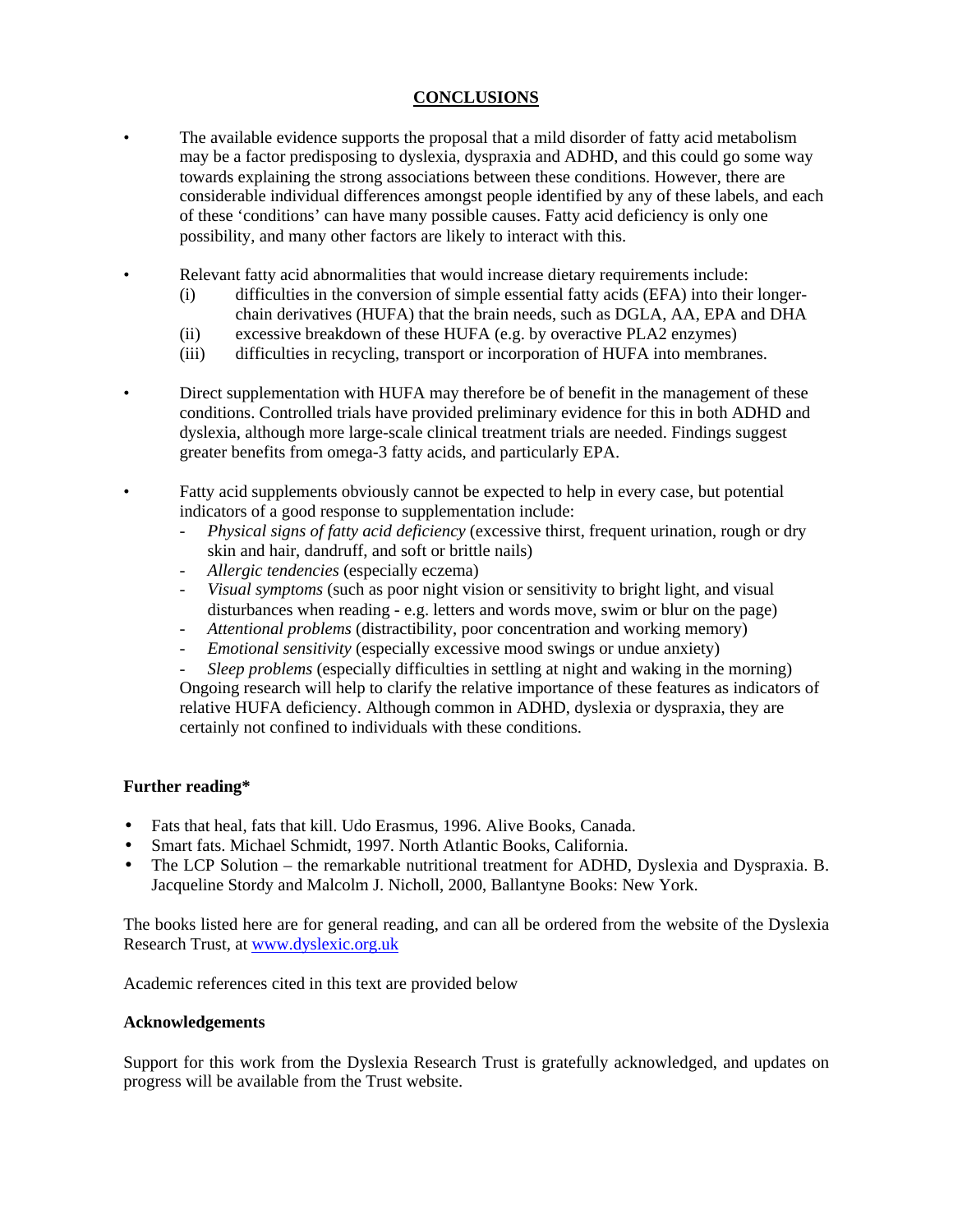## CONCLUSIONS

- The available evidence supports the proposal that a mild disorder of fatty acid metabolism may be a factor predisposing to dyslexia, dyspraxia and ADHD, and this could go some way towards explaining the strong associations between these conditions. However, there are considerable individual differences amongst people identified by any of these labels, and each of these 'conditions' can have many possible causes. Fatty acid deficiency is only one possibility, and many other factors are likely to interact with this.

- Relevant fatty acid abnormalities that would increase dietary requirements include:
  - (i) difficulties in the conversion of simple essential fatty acids (EFA) into their longer-chain derivatives (HUFA) that the brain needs, such as DGLA, AA, EPA and DHA
  - (ii) excessive breakdown of these HUFA (e.g. by overactive PLA2 enzymes)
  - (iii) difficulties in recycling, transport or incorporation of HUFA into membranes.

- Direct supplementation with HUFA may therefore be of benefit in the management of these conditions. Controlled trials have provided preliminary evidence for this in both ADHD and dyslexia, although more large-scale clinical treatment trials are needed. Findings suggest greater benefits from omega-3 fatty acids, and particularly EPA.

- Fatty acid supplements obviously cannot be expected to help in every case, but potential indicators of a good response to supplementation include:
  - *Physical signs of fatty acid deficiency* (excessive thirst, frequent urination, rough or dry skin and hair, dandruff, and soft or brittle nails)
  - *Allergic tendencies* (especially eczema)
  - *Visual symptoms* (such as poor night vision or sensitivity to bright light, and visual disturbances when reading - e.g. letters and words move, swim or blur on the page)
  - *Attentional problems* (distractibility, poor concentration and working memory)
  - *Emotional sensitivity* (especially excessive mood swings or undue anxiety)
  - *Sleep problems* (especially difficulties in settling at night and waking in the morning)

  Ongoing research will help to clarify the relative importance of these features as indicators of relative HUFA deficiency. Although common in ADHD, dyslexia or dyspraxia, they are certainly not confined to individuals with these conditions.

**Further reading***

- Fats that heal, fats that kill. Udo Erasmus, 1996. Alive Books, Canada.
- Smart fats. Michael Schmidt, 1997. North Atlantic Books, California.
- The LCP Solution – the remarkable nutritional treatment for ADHD, Dyslexia and Dyspraxia. B. Jacqueline Stordy and Malcolm J. Nicholl, 2000, Ballantyne Books: New York.

The books listed here are for general reading, and can all be ordered from the website of the Dyslexia Research Trust, at www.dyslexic.org.uk

Academic references cited in this text are provided below

**Acknowledgements**

Support for this work from the Dyslexia Research Trust is gratefully acknowledged, and updates on progress will be available from the Trust website.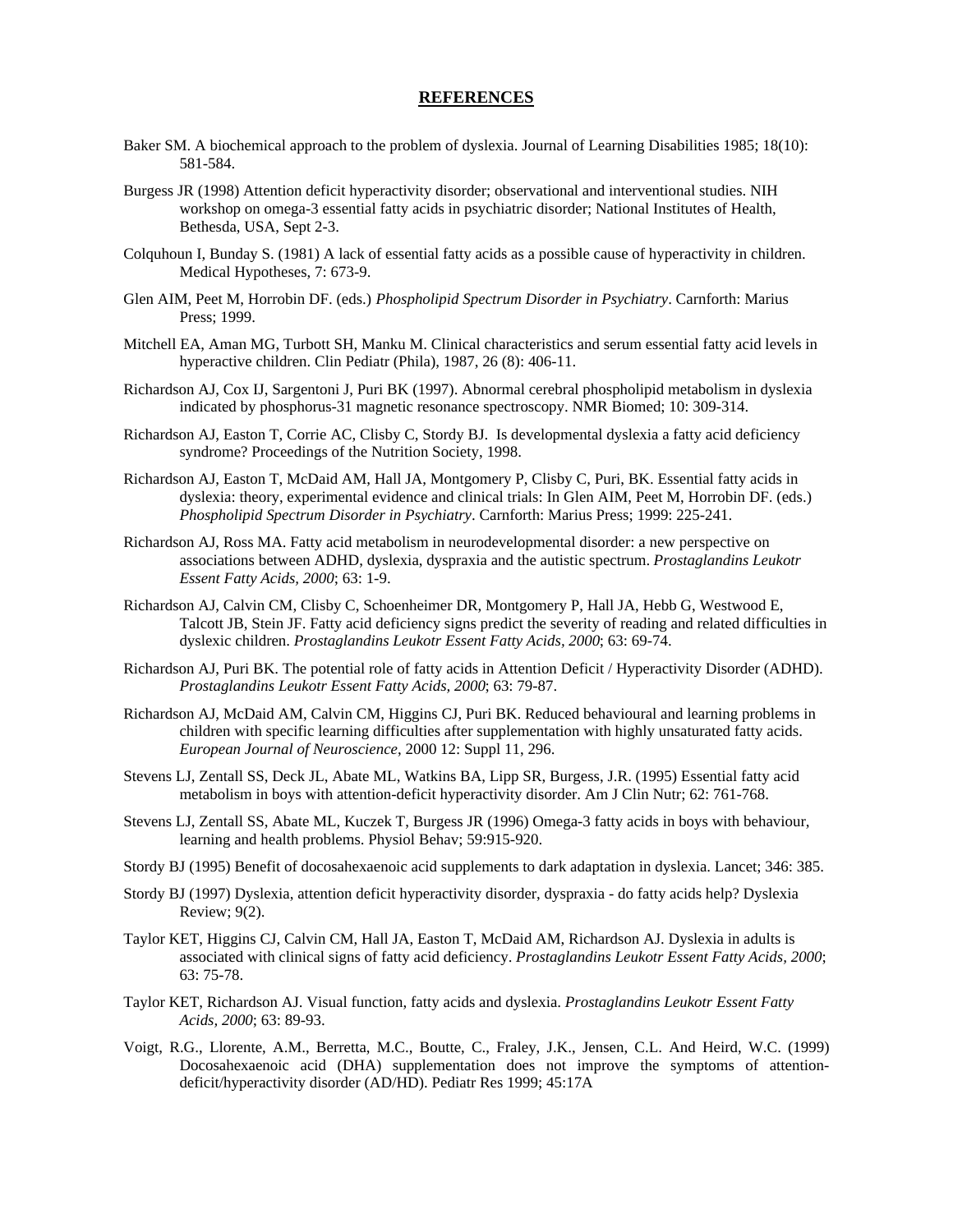# REFERENCES

Baker SM. A biochemical approach to the problem of dyslexia. Journal of Learning Disabilities 1985; 18(10): 581-584.

Burgess JR (1998) Attention deficit hyperactivity disorder; observational and interventional studies. NIH workshop on omega-3 essential fatty acids in psychiatric disorder; National Institutes of Health, Bethesda, USA, Sept 2-3.

Colquhoun I, Bunday S. (1981) A lack of essential fatty acids as a possible cause of hyperactivity in children. Medical Hypotheses, 7: 673-9.

Glen AIM, Peet M, Horrobin DF. (eds.) *Phospholipid Spectrum Disorder in Psychiatry*. Carnforth: Marius Press; 1999.

Mitchell EA, Aman MG, Turbott SH, Manku M. Clinical characteristics and serum essential fatty acid levels in hyperactive children. Clin Pediatr (Phila), 1987, 26 (8): 406-11.

Richardson AJ, Cox IJ, Sargentoni J, Puri BK (1997). Abnormal cerebral phospholipid metabolism in dyslexia indicated by phosphorus-31 magnetic resonance spectroscopy. NMR Biomed; 10: 309-314.

Richardson AJ, Easton T, Corrie AC, Clisby C, Stordy BJ. Is developmental dyslexia a fatty acid deficiency syndrome? Proceedings of the Nutrition Society, 1998.

Richardson AJ, Easton T, McDaid AM, Hall JA, Montgomery P, Clisby C, Puri, BK. Essential fatty acids in dyslexia: theory, experimental evidence and clinical trials: In Glen AIM, Peet M, Horrobin DF. (eds.) *Phospholipid Spectrum Disorder in Psychiatry*. Carnforth: Marius Press; 1999: 225-241.

Richardson AJ, Ross MA. Fatty acid metabolism in neurodevelopmental disorder: a new perspective on associations between ADHD, dyslexia, dyspraxia and the autistic spectrum. *Prostaglandins Leukotr Essent Fatty Acids, 2000*; 63: 1-9.

Richardson AJ, Calvin CM, Clisby C, Schoenheimer DR, Montgomery P, Hall JA, Hebb G, Westwood E, Talcott JB, Stein JF. Fatty acid deficiency signs predict the severity of reading and related difficulties in dyslexic children. *Prostaglandins Leukotr Essent Fatty Acids, 2000*; 63: 69-74.

Richardson AJ, Puri BK. The potential role of fatty acids in Attention Deficit / Hyperactivity Disorder (ADHD). *Prostaglandins Leukotr Essent Fatty Acids, 2000*; 63: 79-87.

Richardson AJ, McDaid AM, Calvin CM, Higgins CJ, Puri BK. Reduced behavioural and learning problems in children with specific learning difficulties after supplementation with highly unsaturated fatty acids. *European Journal of Neuroscience*, 2000 12: Suppl 11, 296.

Stevens LJ, Zentall SS, Deck JL, Abate ML, Watkins BA, Lipp SR, Burgess, J.R. (1995) Essential fatty acid metabolism in boys with attention-deficit hyperactivity disorder. Am J Clin Nutr; 62: 761-768.

Stevens LJ, Zentall SS, Abate ML, Kuczek T, Burgess JR (1996) Omega-3 fatty acids in boys with behaviour, learning and health problems. Physiol Behav; 59:915-920.

Stordy BJ (1995) Benefit of docosahexaenoic acid supplements to dark adaptation in dyslexia. Lancet; 346: 385.

Stordy BJ (1997) Dyslexia, attention deficit hyperactivity disorder, dyspraxia - do fatty acids help? Dyslexia Review; 9(2).

Taylor KET, Higgins CJ, Calvin CM, Hall JA, Easton T, McDaid AM, Richardson AJ. Dyslexia in adults is associated with clinical signs of fatty acid deficiency. *Prostaglandins Leukotr Essent Fatty Acids, 2000*; 63: 75-78.

Taylor KET, Richardson AJ. Visual function, fatty acids and dyslexia. *Prostaglandins Leukotr Essent Fatty Acids, 2000*; 63: 89-93.

Voigt, R.G., Llorente, A.M., Berretta, M.C., Boutte, C., Fraley, J.K., Jensen, C.L. And Heird, W.C. (1999) Docosahexaenoic acid (DHA) supplementation does not improve the symptoms of attention-deficit/hyperactivity disorder (AD/HD). Pediatr Res 1999; 45:17A